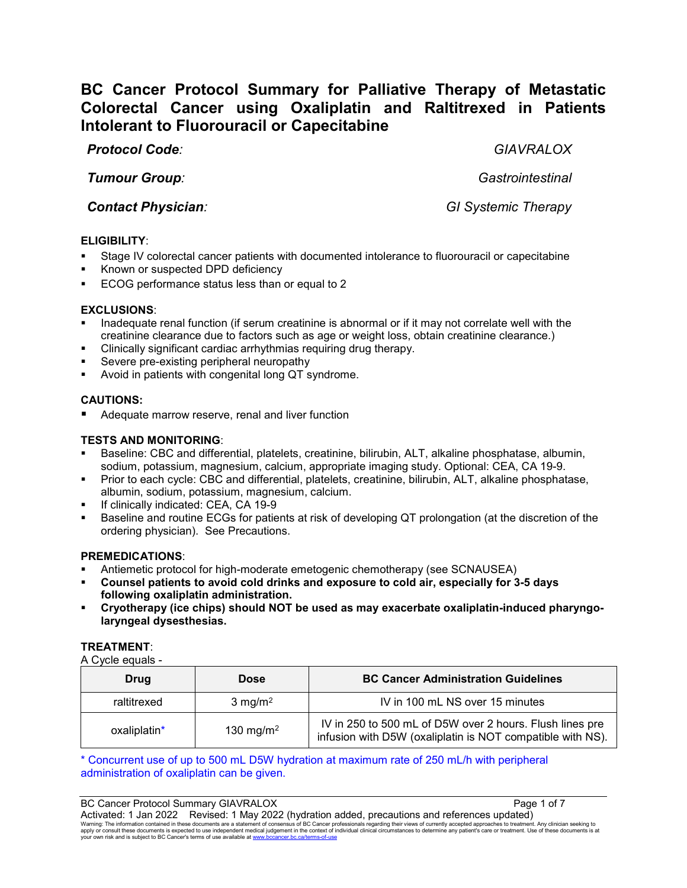# BC Cancer Protocol Summary for Palliative Therapy of Metastatic Colorectal Cancer using Oxaliplatin and Raltitrexed in Patients Intolerant to Fluorouracil or Capecitabine

***Protocol Code:*** *GIAVRALOX*

***Tumour Group:*** *Gastrointestinal*

***Contact Physician:*** *GI Systemic Therapy*

**ELIGIBILITY**:

- Stage IV colorectal cancer patients with documented intolerance to fluorouracil or capecitabine
- Known or suspected DPD deficiency
- ECOG performance status less than or equal to 2

**EXCLUSIONS**:

- Inadequate renal function (if serum creatinine is abnormal or if it may not correlate well with the creatinine clearance due to factors such as age or weight loss, obtain creatinine clearance.)
- Clinically significant cardiac arrhythmias requiring drug therapy.
- Severe pre-existing peripheral neuropathy
- Avoid in patients with congenital long QT syndrome.

**CAUTIONS:**

- Adequate marrow reserve, renal and liver function

**TESTS AND MONITORING**:

- Baseline: CBC and differential, platelets, creatinine, bilirubin, ALT, alkaline phosphatase, albumin, sodium, potassium, magnesium, calcium, appropriate imaging study. Optional: CEA, CA 19-9.
- Prior to each cycle: CBC and differential, platelets, creatinine, bilirubin, ALT, alkaline phosphatase, albumin, sodium, potassium, magnesium, calcium.
- If clinically indicated: CEA, CA 19-9
- Baseline and routine ECGs for patients at risk of developing QT prolongation (at the discretion of the ordering physician). See Precautions.

**PREMEDICATIONS**:

- Antiemetic protocol for high-moderate emetogenic chemotherapy (see SCNAUSEA)
- **Counsel patients to avoid cold drinks and exposure to cold air, especially for 3-5 days following oxaliplatin administration.**
- **Cryotherapy (ice chips) should NOT be used as may exacerbate oxaliplatin-induced pharyngo-laryngeal dysesthesias.**

**TREATMENT**:

A Cycle equals -

| Drug | Dose | BC Cancer Administration Guidelines |
|---|---|---|
| raltitrexed | 3 mg/m$^2$ | IV in 100 mL NS over 15 minutes |
| oxaliplatin* | 130 mg/m$^2$ | IV in 250 to 500 mL of D5W over 2 hours. Flush lines pre infusion with D5W (oxaliplatin is NOT compatible with NS). |

\* Concurrent use of up to 500 mL D5W hydration at maximum rate of 250 mL/h with peripheral administration of oxaliplatin can be given.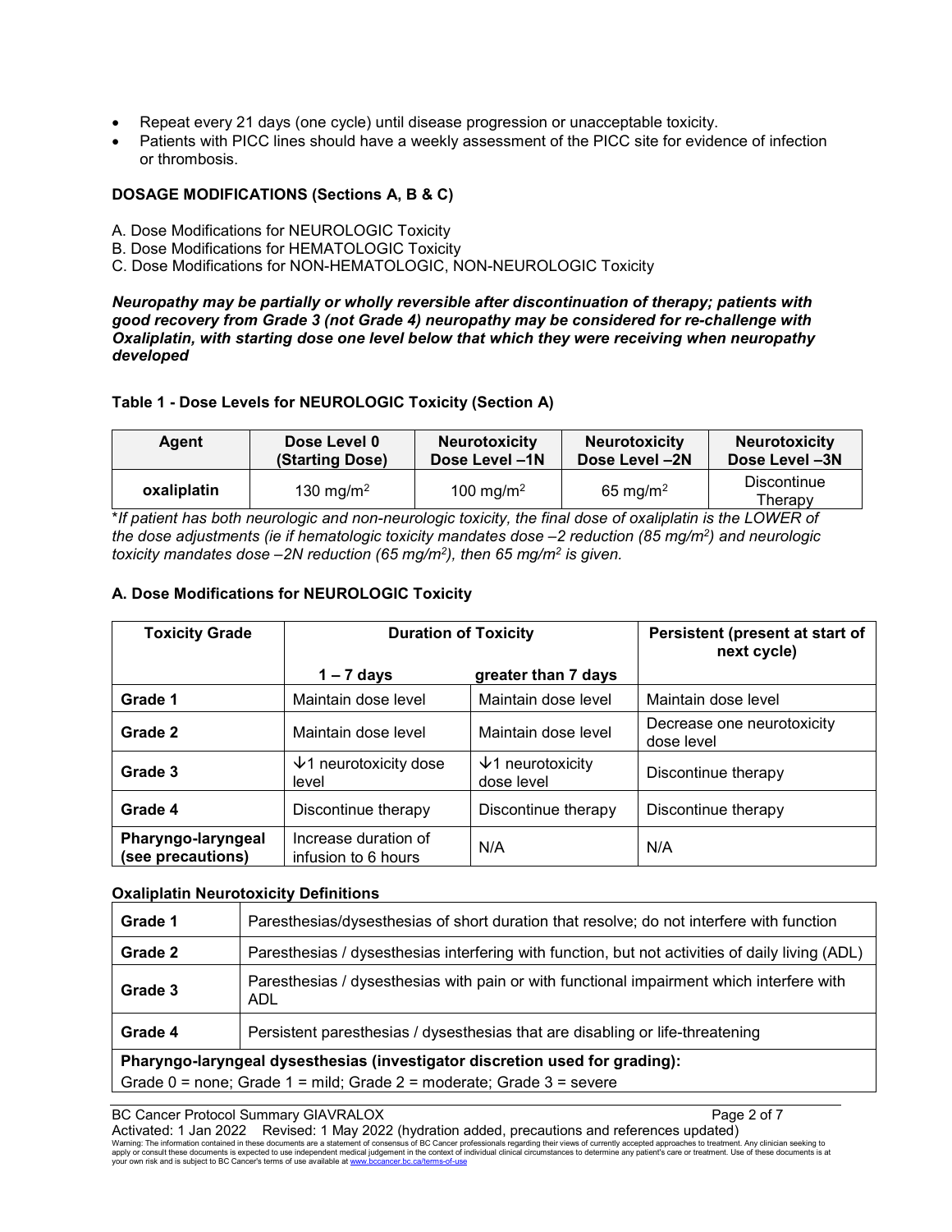- Repeat every 21 days (one cycle) until disease progression or unacceptable toxicity.
- Patients with PICC lines should have a weekly assessment of the PICC site for evidence of infection or thrombosis.

**DOSAGE MODIFICATIONS (Sections A, B & C)**

A. Dose Modifications for NEUROLOGIC Toxicity
B. Dose Modifications for HEMATOLOGIC Toxicity
C. Dose Modifications for NON-HEMATOLOGIC, NON-NEUROLOGIC Toxicity

***Neuropathy may be partially or wholly reversible after discontinuation of therapy; patients with good recovery from Grade 3 (not Grade 4) neuropathy may be considered for re-challenge with Oxaliplatin, with starting dose one level below that which they were receiving when neuropathy developed***

**Table 1 - Dose Levels for NEUROLOGIC Toxicity (Section A)**

| Agent | Dose Level 0 (Starting Dose) | Neurotoxicity Dose Level –1N | Neurotoxicity Dose Level –2N | Neurotoxicity Dose Level –3N |
|---|---|---|---|---|
| **oxaliplatin** | 130 mg/m² | 100 mg/m² | 65 mg/m² | Discontinue Therapy |

\**If patient has both neurologic and non-neurologic toxicity, the final dose of oxaliplatin is the LOWER of the dose adjustments (ie if hematologic toxicity mandates dose –2 reduction (85 mg/m²) and neurologic toxicity mandates dose –2N reduction (65 mg/m²), then 65 mg/m² is given.*

**A. Dose Modifications for NEUROLOGIC Toxicity**

| Toxicity Grade | Duration of Toxicity | | Persistent (present at start of next cycle) |
|---|---|---|---|
| | **1 – 7 days** | **greater than 7 days** | |
| **Grade 1** | Maintain dose level | Maintain dose level | Maintain dose level |
| **Grade 2** | Maintain dose level | Maintain dose level | Decrease one neurotoxicity dose level |
| **Grade 3** | ↓1 neurotoxicity dose level | ↓1 neurotoxicity dose level | Discontinue therapy |
| **Grade 4** | Discontinue therapy | Discontinue therapy | Discontinue therapy |
| **Pharyngo-laryngeal (see precautions)** | Increase duration of infusion to 6 hours | N/A | N/A |

**Oxaliplatin Neurotoxicity Definitions**

| | |
|---|---|
| **Grade 1** | Paresthesias/dysesthesias of short duration that resolve; do not interfere with function |
| **Grade 2** | Paresthesias / dysesthesias interfering with function, but not activities of daily living (ADL) |
| **Grade 3** | Paresthesias / dysesthesias with pain or with functional impairment which interfere with ADL |
| **Grade 4** | Persistent paresthesias / dysesthesias that are disabling or life-threatening |
| **Pharyngo-laryngeal dysesthesia (investigator discretion used for grading):** Grade 0 = none; Grade 1 = mild; Grade 2 = moderate; Grade 3 = severe | |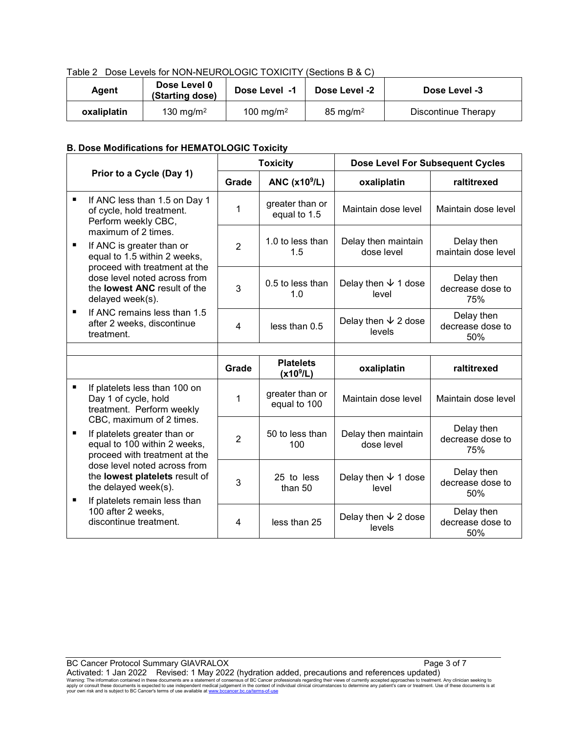Table 2 Dose Levels for NON-NEUROLOGIC TOXICITY (Sections B & C)

| Agent | Dose Level 0 (Starting dose) | Dose Level -1 | Dose Level -2 | Dose Level -3 |
|---|---|---|---|---|
| **oxaliplatin** | 130 mg/m² | 100 mg/m² | 85 mg/m² | Discontinue Therapy |

**B. Dose Modifications for HEMATOLOGIC Toxicity**

| Prior to a Cycle (Day 1) | Toxicity | | Dose Level For Subsequent Cycles | |
|---|---|---|---|---|
| | **Grade** | **ANC ($x10^9$/L)** | **oxaliplatin** | **raltitrexed** |
| ▪ If ANC less than 1.5 on Day 1 of cycle, hold treatment. Perform weekly CBC, maximum of 2 times.<br>▪ If ANC is greater than or equal to 1.5 within 2 weeks, proceed with treatment at the dose level noted across from the **lowest ANC** result of the delayed week(s).<br>▪ If ANC remains less than 1.5 after 2 weeks, discontinue treatment. | 1 | greater than or equal to 1.5 | Maintain dose level | Maintain dose level |
| | 2 | 1.0 to less than 1.5 | Delay then maintain dose level | Delay then maintain dose level |
| | 3 | 0.5 to less than 1.0 | Delay then ↓ 1 dose level | Delay then decrease dose to 75% |
| | 4 | less than 0.5 | Delay then ↓ 2 dose levels | Delay then decrease dose to 50% |
| | | | | |
| | **Grade** | **Platelets ($x10^9$/L)** | **oxaliplatin** | **raltitrexed** |
| ▪ If platelets less than 100 on Day 1 of cycle, hold treatment. Perform weekly CBC, maximum of 2 times.<br>▪ If platelets greater than or equal to 100 within 2 weeks, proceed with treatment at the dose level noted across from the **lowest platelets** result of the delayed week(s).<br>▪ If platelets remain less than 100 after 2 weeks, discontinue treatment. | 1 | greater than or equal to 100 | Maintain dose level | Maintain dose level |
| | 2 | 50 to less than 100 | Delay then maintain dose level | Delay then decrease dose to 75% |
| | 3 | 25 to less than 50 | Delay then ↓ 1 dose level | Delay then decrease dose to 50% |
| | 4 | less than 25 | Delay then ↓ 2 dose levels | Delay then decrease dose to 50% |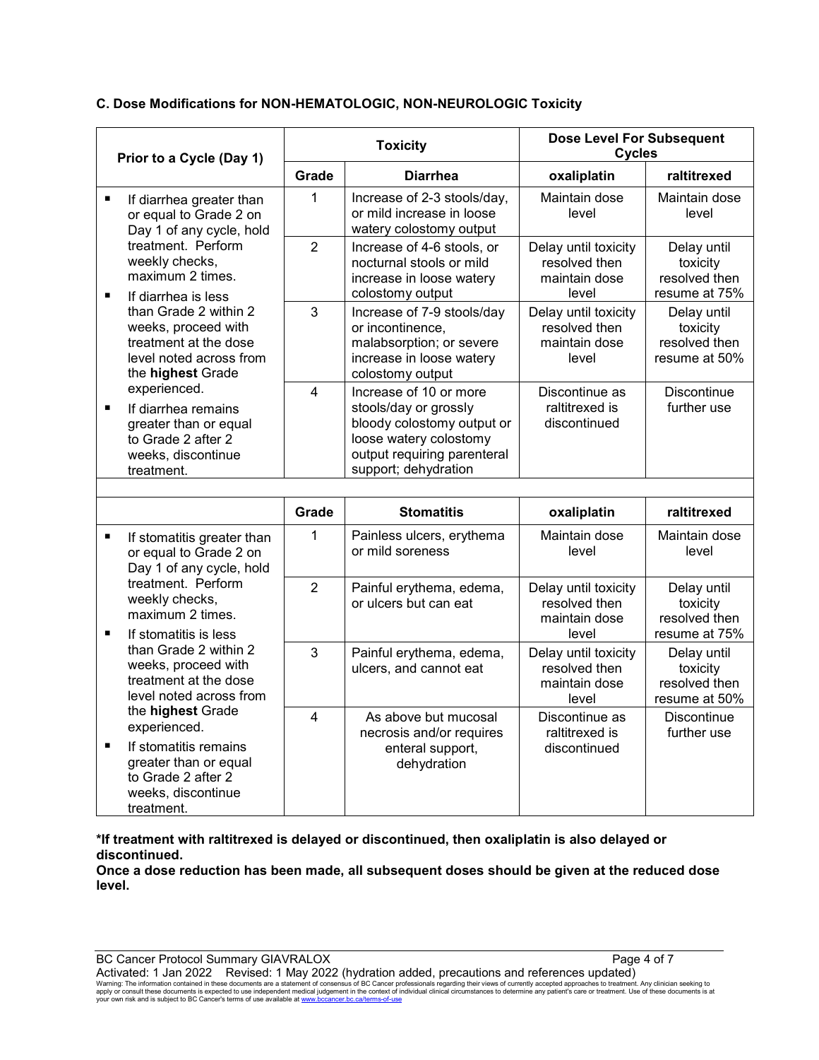### C. Dose Modifications for NON-HEMATOLOGIC, NON-NEUROLOGIC Toxicity

| Prior to a Cycle (Day 1) | Toxicity | | Dose Level For Subsequent Cycles | |
|---|---|---|---|---|
| | **Grade** | **Diarrhea** | **oxaliplatin** | **raltitrexed** |
| ▪ If diarrhea greater than or equal to Grade 2 on Day 1 of any cycle, hold treatment. Perform weekly checks, maximum 2 times. ▪ If diarrhea is less than Grade 2 within 2 weeks, proceed with treatment at the dose level noted across from the **highest** Grade experienced. ▪ If diarrhea remains greater than or equal to Grade 2 after 2 weeks, discontinue treatment. | 1 | Increase of 2-3 stools/day, or mild increase in loose watery colostomy output | Maintain dose level | Maintain dose level |
| | 2 | Increase of 4-6 stools, or nocturnal stools or mild increase in loose watery colostomy output | Delay until toxicity resolved then maintain dose level | Delay until toxicity resolved then resume at 75% |
| | 3 | Increase of 7-9 stools/day or incontinence, malabsorption; or severe increase in loose watery colostomy output | Delay until toxicity resolved then maintain dose level | Delay until toxicity resolved then resume at 50% |
| | 4 | Increase of 10 or more stools/day or grossly bloody colostomy output or loose watery colostomy output requiring parenteral support; dehydration | Discontinue as raltitrexed is discontinued | Discontinue further use |
| | **Grade** | **Stomatitis** | **oxaliplatin** | **raltitrexed** |
| ▪ If stomatitis greater than or equal to Grade 2 on Day 1 of any cycle, hold treatment. Perform weekly checks, maximum 2 times. ▪ If stomatitis is less than Grade 2 within 2 weeks, proceed with treatment at the dose level noted across from the **highest** Grade experienced. ▪ If stomatitis remains greater than or equal to Grade 2 after 2 weeks, discontinue treatment. | 1 | Painless ulcers, erythema or mild soreness | Maintain dose level | Maintain dose level |
| | 2 | Painful erythema, edema, or ulcers but can eat | Delay until toxicity resolved then maintain dose level | Delay until toxicity resolved then resume at 75% |
| | 3 | Painful erythema, edema, ulcers, and cannot eat | Delay until toxicity resolved then maintain dose level | Delay until toxicity resolved then resume at 50% |
| | 4 | As above but mucosal necrosis and/or requires enteral support, dehydration | Discontinue as raltitrexed is discontinued | Discontinue further use |

**\*If treatment with raltitrexed is delayed or discontinued, then oxaliplatin is also delayed or discontinued.**
**Once a dose reduction has been made, all subsequent doses should be given at the reduced dose level.**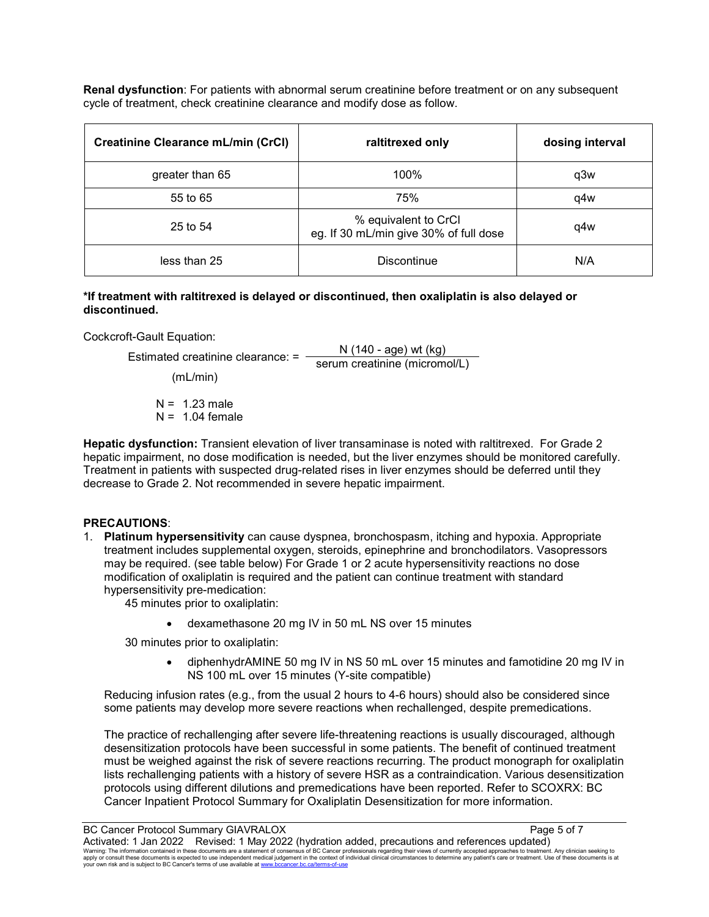**Renal dysfunction**: For patients with abnormal serum creatinine before treatment or on any subsequent cycle of treatment, check creatinine clearance and modify dose as follow.

| Creatinine Clearance mL/min (CrCl) | raltitrexed only | dosing interval |
|---|---|---|
| greater than 65 | 100% | q3w |
| 55 to 65 | 75% | q4w |
| 25 to 54 | % equivalent to CrCl eg. If 30 mL/min give 30% of full dose | q4w |
| less than 25 | Discontinue | N/A |

**\*If treatment with raltitrexed is delayed or discontinued, then oxaliplatin is also delayed or discontinued.**

Cockcroft-Gault Equation:

$$\text{Estimated creatinine clearance (mL/min)} = \frac{N\,(140 - \text{age})\,\text{wt (kg)}}{\text{serum creatinine (micromol/L)}}$$

N = 1.23 male
N = 1.04 female

**Hepatic dysfunction:** Transient elevation of liver transaminase is noted with raltitrexed. For Grade 2 hepatic impairment, no dose modification is needed, but the liver enzymes should be monitored carefully. Treatment in patients with suspected drug-related rises in liver enzymes should be deferred until they decrease to Grade 2. Not recommended in severe hepatic impairment.

**PRECAUTIONS**:

1. **Platinum hypersensitivity** can cause dyspnea, bronchospasm, itching and hypoxia. Appropriate treatment includes supplemental oxygen, steroids, epinephrine and bronchodilators. Vasopressors may be required. (see table below) For Grade 1 or 2 acute hypersensitivity reactions no dose modification of oxaliplatin is required and the patient can continue treatment with standard hypersensitivity pre-medication:

   45 minutes prior to oxaliplatin:

   - dexamethasone 20 mg IV in 50 mL NS over 15 minutes

   30 minutes prior to oxaliplatin:

   - diphenhydrAMINE 50 mg IV in NS 50 mL over 15 minutes and famotidine 20 mg IV in NS 100 mL over 15 minutes (Y-site compatible)

   Reducing infusion rates (e.g., from the usual 2 hours to 4-6 hours) should also be considered since some patients may develop more severe reactions when rechallenged, despite premedications.

   The practice of rechallenging after severe life-threatening reactions is usually discouraged, although desensitization protocols have been successful in some patients. The benefit of continued treatment must be weighed against the risk of severe reactions recurring. The product monograph for oxaliplatin lists rechallenging patients with a history of severe HSR as a contraindication. Various desensitization protocols using different dilutions and premedications have been reported. Refer to SCOXRX: BC Cancer Inpatient Protocol Summary for Oxaliplatin Desensitization for more information.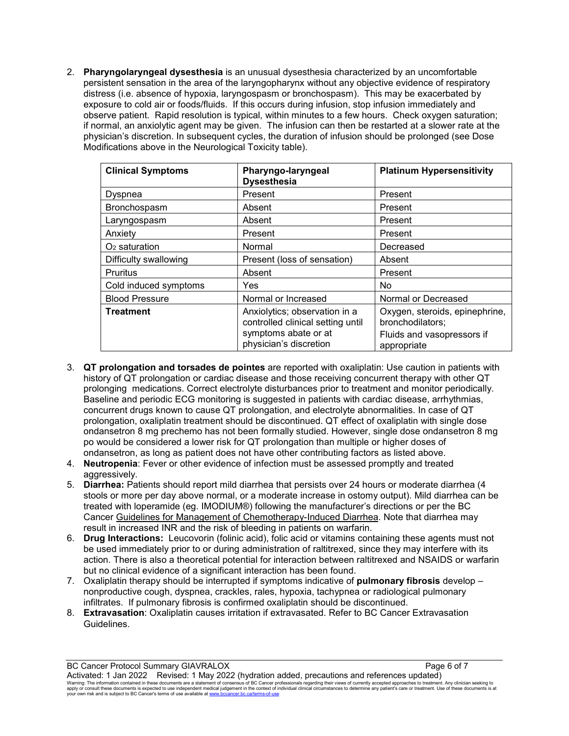2. **Pharyngolaryngeal dysesthesia** is an unusual dysesthesia characterized by an uncomfortable persistent sensation in the area of the laryngopharynx without any objective evidence of respiratory distress (i.e. absence of hypoxia, laryngospasm or bronchospasm). This may be exacerbated by exposure to cold air or foods/fluids. If this occurs during infusion, stop infusion immediately and observe patient. Rapid resolution is typical, within minutes to a few hours. Check oxygen saturation; if normal, an anxiolytic agent may be given. The infusion can then be restarted at a slower rate at the physician's discretion. In subsequent cycles, the duration of infusion should be prolonged (see Dose Modifications above in the Neurological Toxicity table).

| **Clinical Symptoms** | **Pharyngo-laryngeal Dysesthesia** | **Platinum Hypersensitivity** |
|---|---|---|
| Dyspnea | Present | Present |
| Bronchospasm | Absent | Present |
| Laryngospasm | Absent | Present |
| Anxiety | Present | Present |
| $O_2$ saturation | Normal | Decreased |
| Difficulty swallowing | Present (loss of sensation) | Absent |
| Pruritus | Absent | Present |
| Cold induced symptoms | Yes | No |
| Blood Pressure | Normal or Increased | Normal or Decreased |
| **Treatment** | Anxiolytics; observation in a controlled clinical setting until symptoms abate or at physician's discretion | Oxygen, steroids, epinephrine, bronchodilators; Fluids and vasopressors if appropriate |

3. **QT prolongation and torsades de pointes** are reported with oxaliplatin: Use caution in patients with history of QT prolongation or cardiac disease and those receiving concurrent therapy with other QT prolonging medications. Correct electrolyte disturbances prior to treatment and monitor periodically. Baseline and periodic ECG monitoring is suggested in patients with cardiac disease, arrhythmias, concurrent drugs known to cause QT prolongation, and electrolyte abnormalities. In case of QT prolongation, oxaliplatin treatment should be discontinued. QT effect of oxaliplatin with single dose ondansetron 8 mg prechemo has not been formally studied. However, single dose ondansetron 8 mg po would be considered a lower risk for QT prolongation than multiple or higher doses of ondansetron, as long as patient does not have other contributing factors as listed above.
4. **Neutropenia**: Fever or other evidence of infection must be assessed promptly and treated aggressively.
5. **Diarrhea:** Patients should report mild diarrhea that persists over 24 hours or moderate diarrhea (4 stools or more per day above normal, or a moderate increase in ostomy output). Mild diarrhea can be treated with loperamide (eg. IMODIUM®) following the manufacturer's directions or per the BC Cancer Guidelines for Management of Chemotherapy-Induced Diarrhea. Note that diarrhea may result in increased INR and the risk of bleeding in patients on warfarin.
6. **Drug Interactions:** Leucovorin (folinic acid), folic acid or vitamins containing these agents must not be used immediately prior to or during administration of raltitrexed, since they may interfere with its action. There is also a theoretical potential for interaction between raltitrexed and NSAIDS or warfarin but no clinical evidence of a significant interaction has been found.
7. Oxaliplatin therapy should be interrupted if symptoms indicative of **pulmonary fibrosis** develop – nonproductive cough, dyspnea, crackles, rales, hypoxia, tachypnea or radiological pulmonary infiltrates. If pulmonary fibrosis is confirmed oxaliplatin should be discontinued.
8. **Extravasation**: Oxaliplatin causes irritation if extravasated. Refer to BC Cancer Extravasation Guidelines.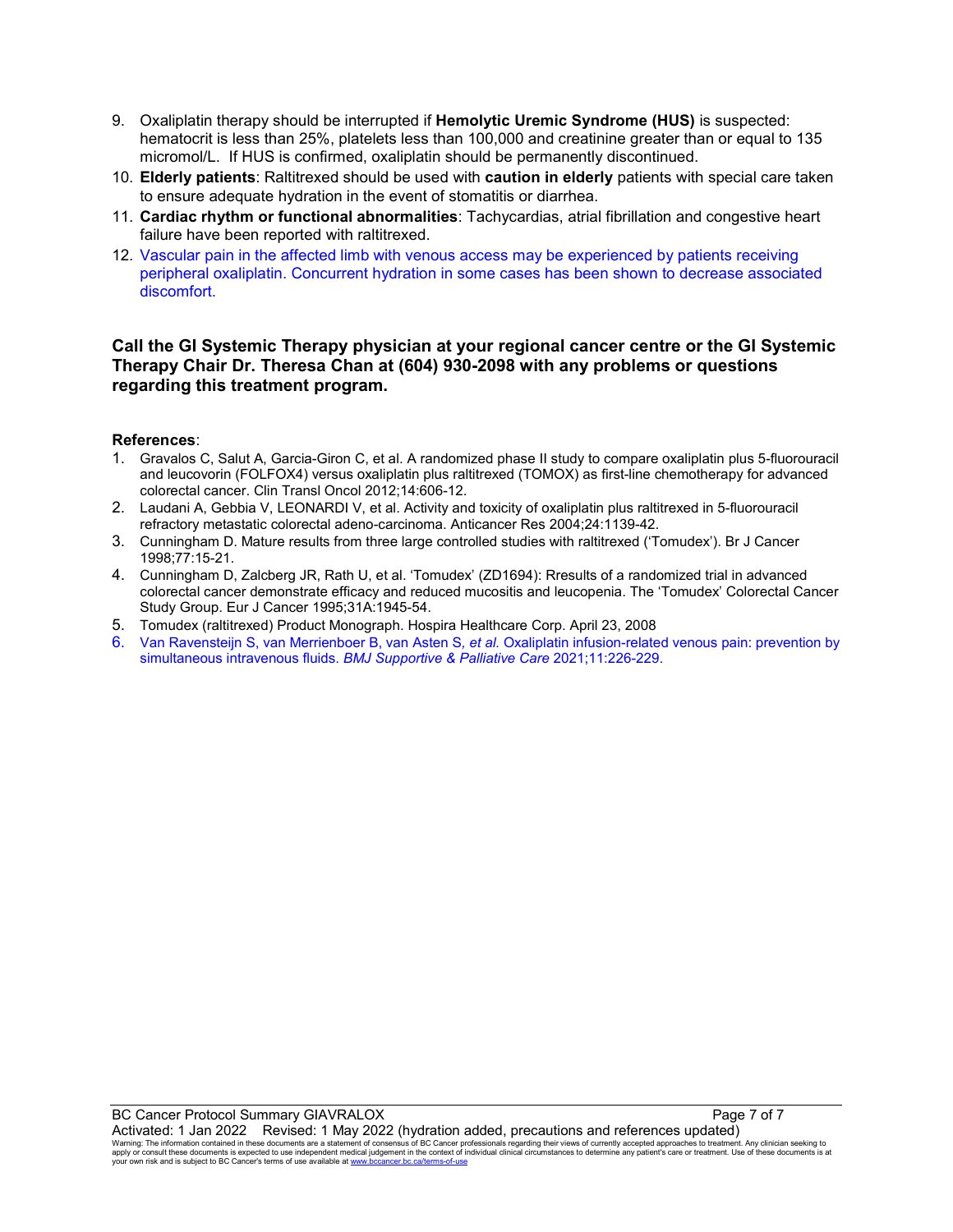9. Oxaliplatin therapy should be interrupted if **Hemolytic Uremic Syndrome (HUS)** is suspected: hematocrit is less than 25%, platelets less than 100,000 and creatinine greater than or equal to 135 micromol/L. If HUS is confirmed, oxaliplatin should be permanently discontinued.
10. **Elderly patients**: Raltitrexed should be used with **caution in elderly** patients with special care taken to ensure adequate hydration in the event of stomatitis or diarrhea.
11. **Cardiac rhythm or functional abnormalities**: Tachycardias, atrial fibrillation and congestive heart failure have been reported with raltitrexed.
12. Vascular pain in the affected limb with venous access may be experienced by patients receiving peripheral oxaliplatin. Concurrent hydration in some cases has been shown to decrease associated discomfort.

**Call the GI Systemic Therapy physician at your regional cancer centre or the GI Systemic Therapy Chair Dr. Theresa Chan at (604) 930-2098 with any problems or questions regarding this treatment program.**

**References**:

1. Gravalos C, Salut A, Garcia-Giron C, et al. A randomized phase II study to compare oxaliplatin plus 5-fluorouracil and leucovorin (FOLFOX4) versus oxaliplatin plus raltitrexed (TOMOX) as first-line chemotherapy for advanced colorectal cancer. Clin Transl Oncol 2012;14:606-12.
2. Laudani A, Gebbia V, LEONARDI V, et al. Activity and toxicity of oxaliplatin plus raltitrexed in 5-fluorouracil refractory metastatic colorectal adeno-carcinoma. Anticancer Res 2004;24:1139-42.
3. Cunningham D. Mature results from three large controlled studies with raltitrexed ('Tomudex'). Br J Cancer 1998;77:15-21.
4. Cunningham D, Zalcberg JR, Rath U, et al. 'Tomudex' (ZD1694): Rresults of a randomized trial in advanced colorectal cancer demonstrate efficacy and reduced mucositis and leucopenia. The 'Tomudex' Colorectal Cancer Study Group. Eur J Cancer 1995;31A:1945-54.
5. Tomudex (raltitrexed) Product Monograph. Hospira Healthcare Corp. April 23, 2008
6. Van Ravensteijn S, van Merrienboer B, van Asten S, *et al.* Oxaliplatin infusion-related venous pain: prevention by simultaneous intravenous fluids. *BMJ Supportive & Palliative Care* 2021;11:226-229.